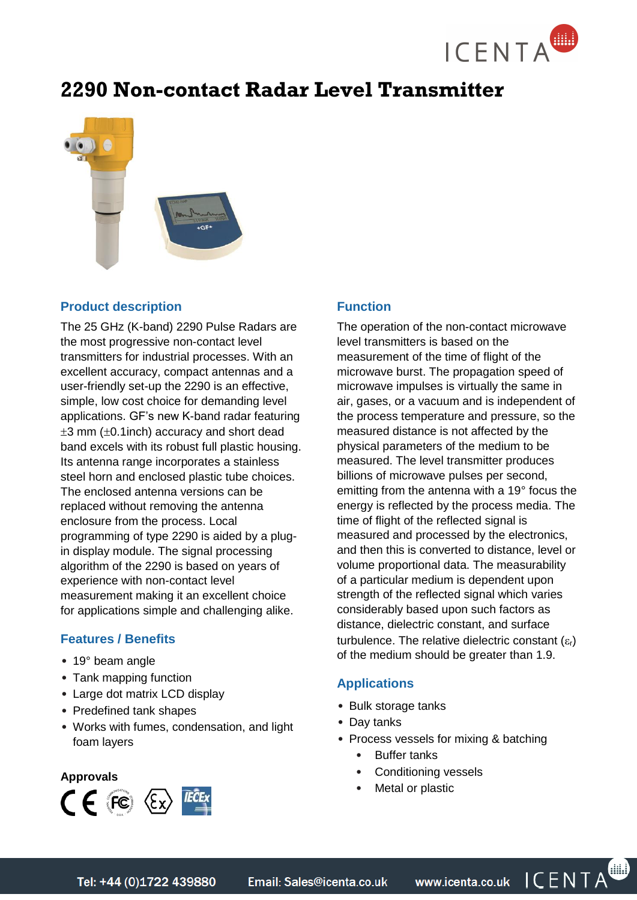# 2290 Non-contact Radar Level Transmitter

## Product description

The 25 GHz (K-band) 2290 Pulse Radars are the most progressive non-contact level transmitters for industrial processes. With an excellent accuracy, compact antennas and a user-friendly set-up the 2290 is an effective, simple, low cost choice for demanding level applications. GF's new K-band radar featuring ±3 mm (±0.1inch) accuracy and short dead band excels with its robust full plastic housing. Its antenna range incorporates a stainless steel horn and enclosed plastic tube choices. The enclosed antenna versions can be replaced without removing the antenna enclosure from the process. Local programming of type 2290 is aided by a plug-in display module. The signal processing algorithm of the 2290 is based on years of experience with non-contact level measurement making it an excellent choice for applications simple and challenging alike.

## Features / Benefits

- 19° beam angle
- Tank mapping function
- Large dot matrix LCD display
- Predefined tank shapes
- Works with fumes, condensation, and light foam layers

### Approvals

## Function

The operation of the non-contact microwave level transmitters is based on the measurement of the time of flight of the microwave burst. The propagation speed of microwave impulses is virtually the same in air, gases, or a vacuum and is independent of the process temperature and pressure, so the measured distance is not affected by the physical parameters of the medium to be measured. The level transmitter produces billions of microwave pulses per second, emitting from the antenna with a 19° focus the energy is reflected by the process media. The time of flight of the reflected signal is measured and processed by the electronics, and then this is converted to distance, level or volume proportional data. The measurability of a particular medium is dependent upon strength of the reflected signal which varies considerably based upon such factors as distance, dielectric constant, and surface turbulence. The relative dielectric constant ($\varepsilon_r$) of the medium should be greater than 1.9.

## Applications

- Bulk storage tanks
- Day tanks
- Process vessels for mixing & batching
  - Buffer tanks
  - Conditioning vessels
  - Metal or plastic

Tel: +44 (0)1722 439880 Email: Sales@icenta.co.uk www.icenta.co.uk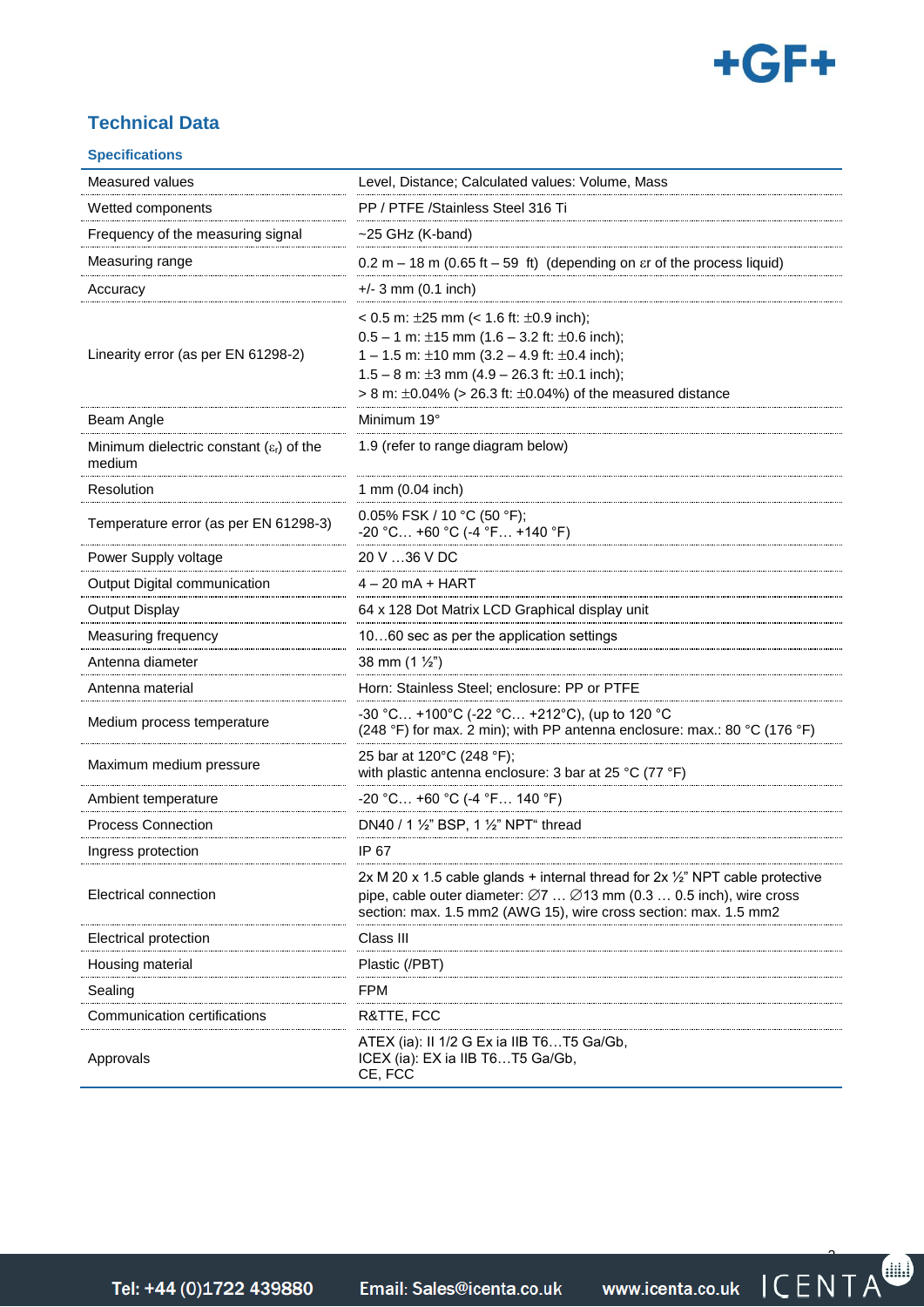## Technical Data

### Specifications

| | |
|---|---|
| Measured values | Level, Distance; Calculated values: Volume, Mass |
| Wetted components | PP / PTFE /Stainless Steel 316 Ti |
| Frequency of the measuring signal | ~25 GHz (K-band) |
| Measuring range | 0.2 m – 18 m (0.65 ft – 59 ft) (depending on $\varepsilon r$ of the process liquid) |
| Accuracy | +/- 3 mm (0.1 inch) |
| Linearity error (as per EN 61298-2) | < 0.5 m: ±25 mm (< 1.6 ft: ±0.9 inch);<br>0.5 – 1 m: ±15 mm (1.6 – 3.2 ft: ±0.6 inch);<br>1 – 1.5 m: ±10 mm (3.2 – 4.9 ft: ±0.4 inch);<br>1.5 – 8 m: ±3 mm (4.9 – 26.3 ft: ±0.1 inch);<br>> 8 m: ±0.04% (> 26.3 ft: ±0.04%) of the measured distance |
| Beam Angle | Minimum 19° |
| Minimum dielectric constant ($\varepsilon_r$) of the medium | 1.9 (refer to range diagram below) |
| Resolution | 1 mm (0.04 inch) |
| Temperature error (as per EN 61298-3) | 0.05% FSK / 10 °C (50 °F);<br>-20 °C… +60 °C (-4 °F… +140 °F) |
| Power Supply voltage | 20 V …36 V DC |
| Output Digital communication | 4 – 20 mA + HART |
| Output Display | 64 x 128 Dot Matrix LCD Graphical display unit |
| Measuring frequency | 10…60 sec as per the application settings |
| Antenna diameter | 38 mm (1 ½") |
| Antenna material | Horn: Stainless Steel; enclosure: PP or PTFE |
| Medium process temperature | -30 °C… +100°C (-22 °C… +212°C), (up to 120 °C<br>(248 °F) for max. 2 min); with PP antenna enclosure: max.: 80 °C (176 °F) |
| Maximum medium pressure | 25 bar at 120°C (248 °F);<br>with plastic antenna enclosure: 3 bar at 25 °C (77 °F) |
| Ambient temperature | -20 °C… +60 °C (-4 °F… 140 °F) |
| Process Connection | DN40 / 1 ½" BSP, 1 ½" NPT" thread |
| Ingress protection | IP 67 |
| Electrical connection | 2x M 20 x 1.5 cable glands + internal thread for 2x ½" NPT cable protective pipe, cable outer diameter: ∅7 … ∅13 mm (0.3 … 0.5 inch), wire cross section: max. 1.5 mm2 (AWG 15), wire cross section: max. 1.5 mm2 |
| Electrical protection | Class III |
| Housing material | Plastic (/PBT) |
| Sealing | FPM |
| Communication certifications | R&TTE, FCC |
| Approvals | ATEX (ia): II 1/2 G Ex ia IIB T6…T5 Ga/Gb,<br>ICEX (ia): EX ia IIB T6…T5 Ga/Gb,<br>CE, FCC |

Tel: +44 (0)1722 439880 Email: Sales@icenta.co.uk www.icenta.co.uk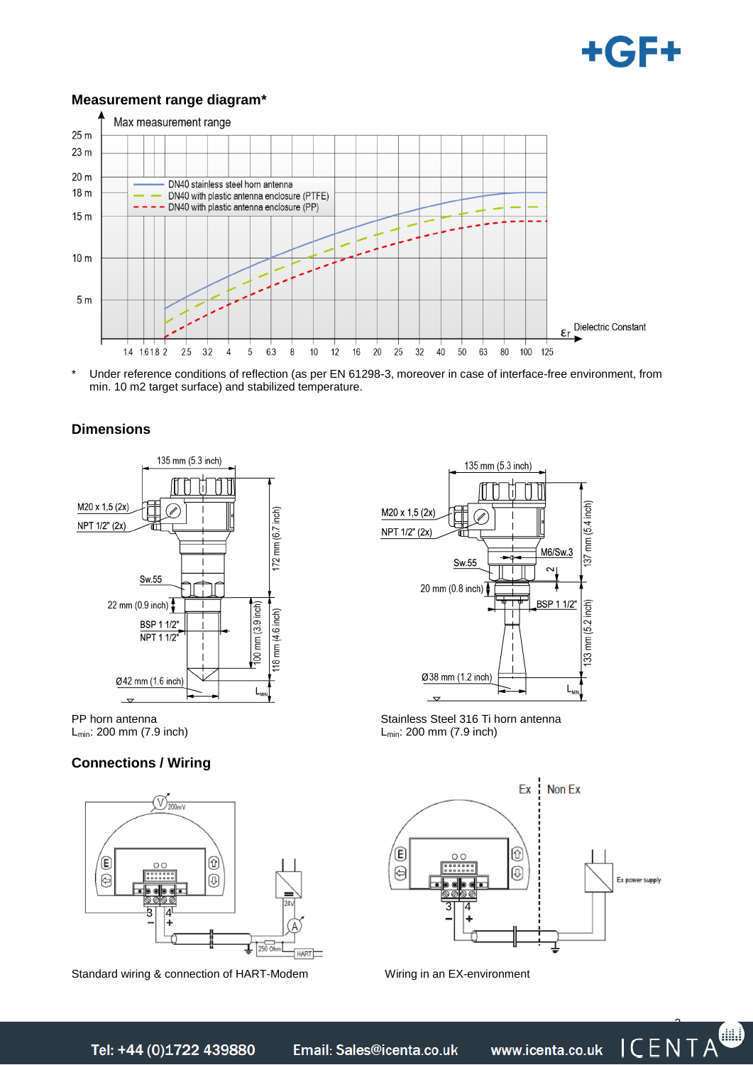## Measurement range diagram*

\* Under reference conditions of reflection (as per EN 61298-3, moreover in case of interface-free environment, from min. 10 m2 target surface) and stabilized temperature.

## Dimensions

PP horn antenna
$L_{min}$: 200 mm (7.9 inch)

Stainless Steel 316 Ti horn antenna
$L_{min}$: 200 mm (7.9 inch)

## Connections / Wiring

Standard wiring & connection of HART-Modem

Wiring in an EX-environment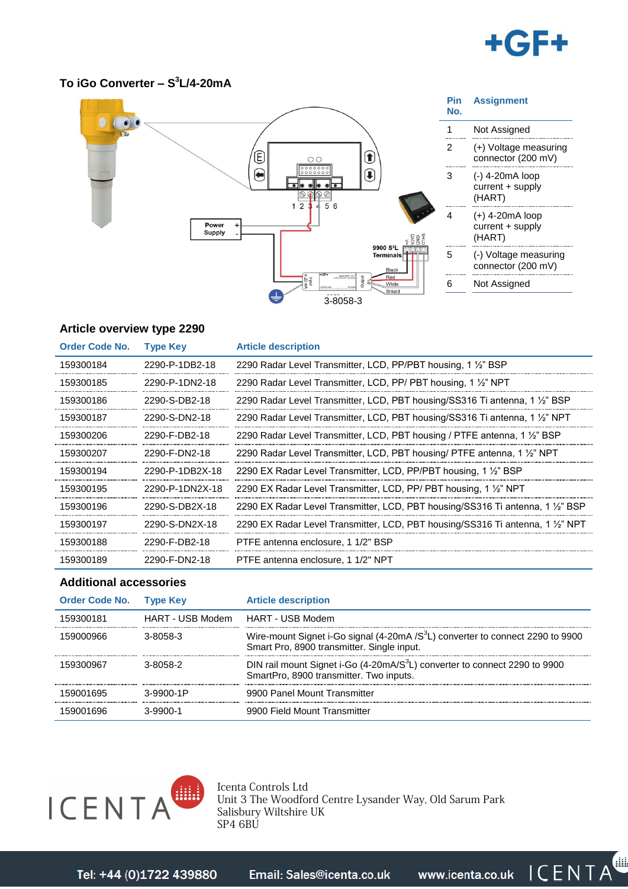## To iGo Converter – $S^3L$/4-20mA

Power Supply + -

1 2 3 4 5 6

9900 $S^3L$ Terminals

SHLD GND DATA V+

Black Red White Shield

3-8058-3

| Pin No. | Assignment |
|---|---|
| 1 | Not Assigned |
| 2 | (+) Voltage measuring connector (200 mV) |
| 3 | (-) 4-20mA loop current + supply (HART) |
| 4 | (+) 4-20mA loop current + supply (HART) |
| 5 | (-) Voltage measuring connector (200 mV) |
| 6 | Not Assigned |

## Article overview type 2290

| Order Code No. | Type Key | Article description |
|---|---|---|
| 159300184 | 2290-P-1DB2-18 | 2290 Radar Level Transmitter, LCD, PP/PBT housing, 1 ½" BSP |
| 159300185 | 2290-P-1DN2-18 | 2290 Radar Level Transmitter, LCD, PP/ PBT housing, 1 ½" NPT |
| 159300186 | 2290-S-DB2-18 | 2290 Radar Level Transmitter, LCD, PBT housing/SS316 Ti antenna, 1 ½" BSP |
| 159300187 | 2290-S-DN2-18 | 2290 Radar Level Transmitter, LCD, PBT housing/SS316 Ti antenna, 1 ½" NPT |
| 159300206 | 2290-F-DB2-18 | 2290 Radar Level Transmitter, LCD, PBT housing / PTFE antenna, 1 ½" BSP |
| 159300207 | 2290-F-DN2-18 | 2290 Radar Level Transmitter, LCD, PBT housing/ PTFE antenna, 1 ½" NPT |
| 159300194 | 2290-P-1DB2X-18 | 2290 EX Radar Level Transmitter, LCD, PP/PBT housing, 1 ½" BSP |
| 159300195 | 2290-P-1DN2X-18 | 2290 EX Radar Level Transmitter, LCD, PP/ PBT housing, 1 ½" NPT |
| 159300196 | 2290-S-DB2X-18 | 2290 EX Radar Level Transmitter, LCD, PBT housing/SS316 Ti antenna, 1 ½" BSP |
| 159300197 | 2290-S-DN2X-18 | 2290 EX Radar Level Transmitter, LCD, PBT housing/SS316 Ti antenna, 1 ½" NPT |
| 159300188 | 2290-F-DB2-18 | PTFE antenna enclosure, 1 1/2" BSP |
| 159300189 | 2290-F-DN2-18 | PTFE antenna enclosure, 1 1/2" NPT |

## Additional accessories

| Order Code No. | Type Key | Article description |
|---|---|---|
| 159300181 | HART - USB Modem | HART - USB Modem |
| 159000966 | 3-8058-3 | Wire-mount Signet i-Go signal (4-20mA /$S^3L$) converter to connect 2290 to 9900 Smart Pro, 8900 transmitter. Single input. |
| 159300967 | 3-8058-2 | DIN rail mount Signet i-Go (4-20mA/$S^3L$) converter to connect 2290 to 9900 SmartPro, 8900 transmitter. Two inputs. |
| 159001695 | 3-9900-1P | 9900 Panel Mount Transmitter |
| 159001696 | 3-9900-1 | 9900 Field Mount Transmitter |

Icenta Controls Ltd
Unit 3 The Woodford Centre Lysander Way, Old Sarum Park
Salisbury Wiltshire UK
SP4 6BU

Tel: +44 (0)1722 439880 Email: Sales@icenta.co.uk www.icenta.co.uk